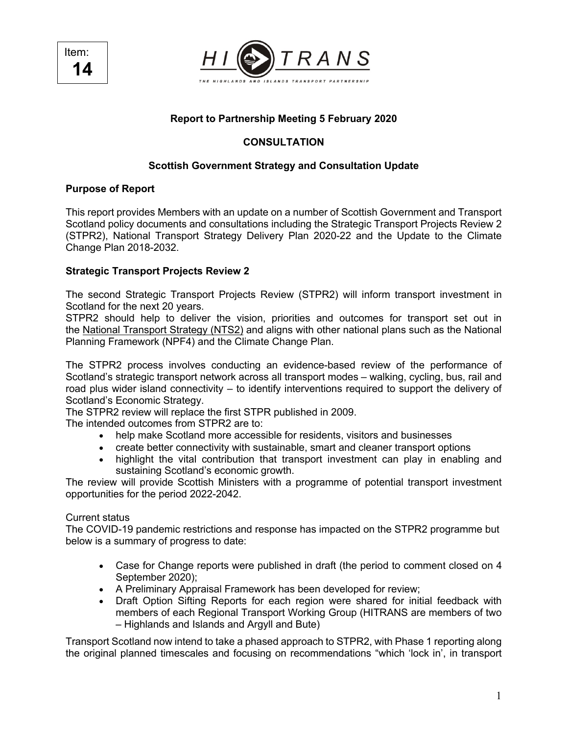Item:
**14**

HITRANS
THE HIGHLANDS AND ISLANDS TRANSPORT PARTNERSHIP

**Report to Partnership Meeting 5 February 2020**

**CONSULTATION**

**Scottish Government Strategy and Consultation Update**

**Purpose of Report**

This report provides Members with an update on a number of Scottish Government and Transport Scotland policy documents and consultations including the Strategic Transport Projects Review 2 (STPR2), National Transport Strategy Delivery Plan 2020-22 and the Update to the Climate Change Plan 2018-2032.

**Strategic Transport Projects Review 2**

The second Strategic Transport Projects Review (STPR2) will inform transport investment in Scotland for the next 20 years.
STPR2 should help to deliver the vision, priorities and outcomes for transport set out in the National Transport Strategy (NTS2) and aligns with other national plans such as the National Planning Framework (NPF4) and the Climate Change Plan.

The STPR2 process involves conducting an evidence-based review of the performance of Scotland's strategic transport network across all transport modes – walking, cycling, bus, rail and road plus wider island connectivity – to identify interventions required to support the delivery of Scotland's Economic Strategy.
The STPR2 review will replace the first STPR published in 2009.
The intended outcomes from STPR2 are to:

- help make Scotland more accessible for residents, visitors and businesses
- create better connectivity with sustainable, smart and cleaner transport options
- highlight the vital contribution that transport investment can play in enabling and sustaining Scotland's economic growth.

The review will provide Scottish Ministers with a programme of potential transport investment opportunities for the period 2022-2042.

Current status
The COVID-19 pandemic restrictions and response has impacted on the STPR2 programme but below is a summary of progress to date:

- Case for Change reports were published in draft (the period to comment closed on 4 September 2020);
- A Preliminary Appraisal Framework has been developed for review;
- Draft Option Sifting Reports for each region were shared for initial feedback with members of each Regional Transport Working Group (HITRANS are members of two – Highlands and Islands and Argyll and Bute)

Transport Scotland now intend to take a phased approach to STPR2, with Phase 1 reporting along the original planned timescales and focusing on recommendations "which 'lock in', in transport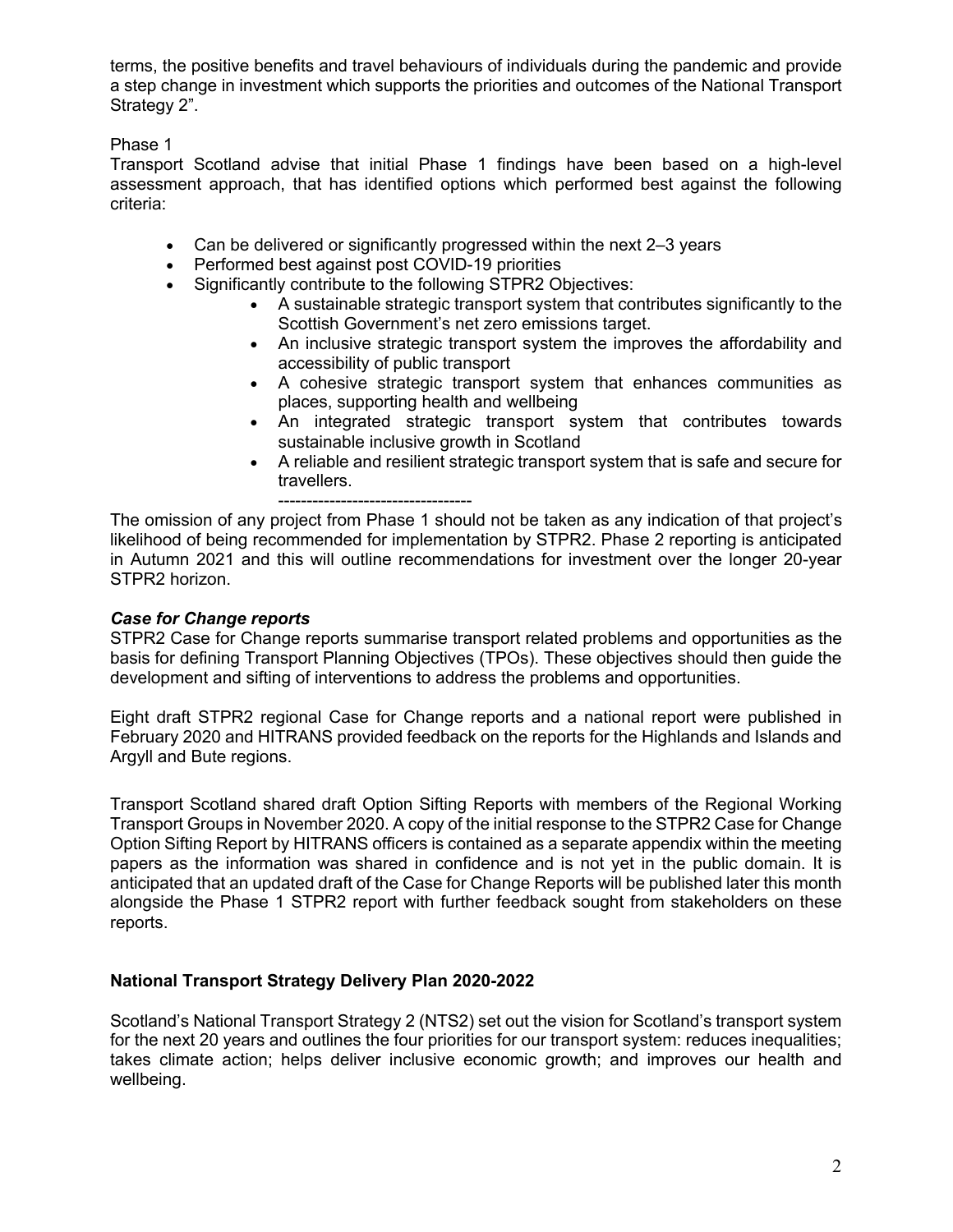terms, the positive benefits and travel behaviours of individuals during the pandemic and provide a step change in investment which supports the priorities and outcomes of the National Transport Strategy 2".

Phase 1

Transport Scotland advise that initial Phase 1 findings have been based on a high-level assessment approach, that has identified options which performed best against the following criteria:

- Can be delivered or significantly progressed within the next 2–3 years
- Performed best against post COVID-19 priorities
- Significantly contribute to the following STPR2 Objectives:
  - A sustainable strategic transport system that contributes significantly to the Scottish Government's net zero emissions target.
  - An inclusive strategic transport system the improves the affordability and accessibility of public transport
  - A cohesive strategic transport system that enhances communities as places, supporting health and wellbeing
  - An integrated strategic transport system that contributes towards sustainable inclusive growth in Scotland
  - A reliable and resilient strategic transport system that is safe and secure for travellers.

---------------------------------

The omission of any project from Phase 1 should not be taken as any indication of that project's likelihood of being recommended for implementation by STPR2. Phase 2 reporting is anticipated in Autumn 2021 and this will outline recommendations for investment over the longer 20-year STPR2 horizon.

***Case for Change reports***

STPR2 Case for Change reports summarise transport related problems and opportunities as the basis for defining Transport Planning Objectives (TPOs). These objectives should then guide the development and sifting of interventions to address the problems and opportunities.

Eight draft STPR2 regional Case for Change reports and a national report were published in February 2020 and HITRANS provided feedback on the reports for the Highlands and Islands and Argyll and Bute regions.

Transport Scotland shared draft Option Sifting Reports with members of the Regional Working Transport Groups in November 2020. A copy of the initial response to the STPR2 Case for Change Option Sifting Report by HITRANS officers is contained as a separate appendix within the meeting papers as the information was shared in confidence and is not yet in the public domain. It is anticipated that an updated draft of the Case for Change Reports will be published later this month alongside the Phase 1 STPR2 report with further feedback sought from stakeholders on these reports.

## National Transport Strategy Delivery Plan 2020-2022

Scotland's National Transport Strategy 2 (NTS2) set out the vision for Scotland's transport system for the next 20 years and outlines the four priorities for our transport system: reduces inequalities; takes climate action; helps deliver inclusive economic growth; and improves our health and wellbeing.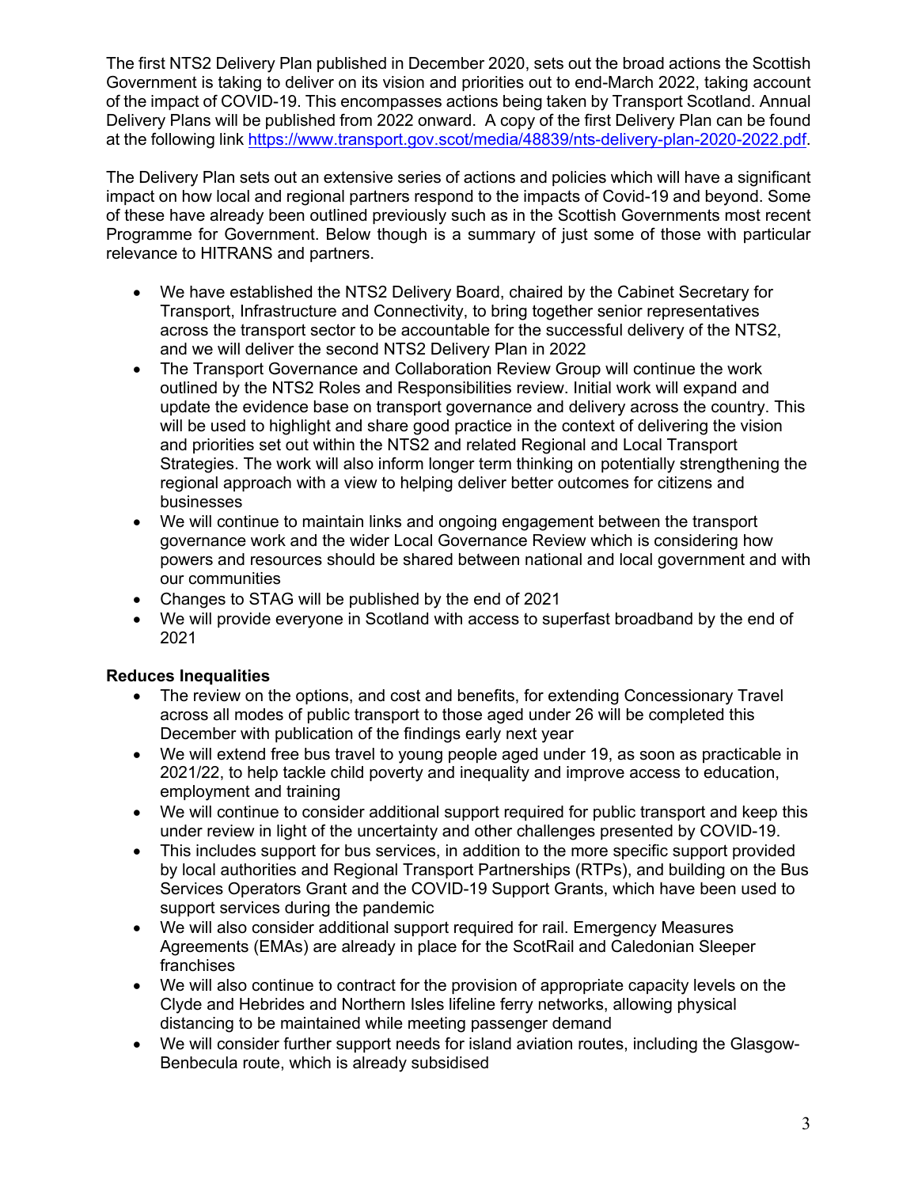The first NTS2 Delivery Plan published in December 2020, sets out the broad actions the Scottish Government is taking to deliver on its vision and priorities out to end-March 2022, taking account of the impact of COVID-19. This encompasses actions being taken by Transport Scotland. Annual Delivery Plans will be published from 2022 onward. A copy of the first Delivery Plan can be found at the following link https://www.transport.gov.scot/media/48839/nts-delivery-plan-2020-2022.pdf.

The Delivery Plan sets out an extensive series of actions and policies which will have a significant impact on how local and regional partners respond to the impacts of Covid-19 and beyond. Some of these have already been outlined previously such as in the Scottish Governments most recent Programme for Government. Below though is a summary of just some of those with particular relevance to HITRANS and partners.

- We have established the NTS2 Delivery Board, chaired by the Cabinet Secretary for Transport, Infrastructure and Connectivity, to bring together senior representatives across the transport sector to be accountable for the successful delivery of the NTS2, and we will deliver the second NTS2 Delivery Plan in 2022
- The Transport Governance and Collaboration Review Group will continue the work outlined by the NTS2 Roles and Responsibilities review. Initial work will expand and update the evidence base on transport governance and delivery across the country. This will be used to highlight and share good practice in the context of delivering the vision and priorities set out within the NTS2 and related Regional and Local Transport Strategies. The work will also inform longer term thinking on potentially strengthening the regional approach with a view to helping deliver better outcomes for citizens and businesses
- We will continue to maintain links and ongoing engagement between the transport governance work and the wider Local Governance Review which is considering how powers and resources should be shared between national and local government and with our communities
- Changes to STAG will be published by the end of 2021
- We will provide everyone in Scotland with access to superfast broadband by the end of 2021

**Reduces Inequalities**

- The review on the options, and cost and benefits, for extending Concessionary Travel across all modes of public transport to those aged under 26 will be completed this December with publication of the findings early next year
- We will extend free bus travel to young people aged under 19, as soon as practicable in 2021/22, to help tackle child poverty and inequality and improve access to education, employment and training
- We will continue to consider additional support required for public transport and keep this under review in light of the uncertainty and other challenges presented by COVID-19.
- This includes support for bus services, in addition to the more specific support provided by local authorities and Regional Transport Partnerships (RTPs), and building on the Bus Services Operators Grant and the COVID-19 Support Grants, which have been used to support services during the pandemic
- We will also consider additional support required for rail. Emergency Measures Agreements (EMAs) are already in place for the ScotRail and Caledonian Sleeper franchises
- We will also continue to contract for the provision of appropriate capacity levels on the Clyde and Hebrides and Northern Isles lifeline ferry networks, allowing physical distancing to be maintained while meeting passenger demand
- We will consider further support needs for island aviation routes, including the Glasgow-Benbecula route, which is already subsidised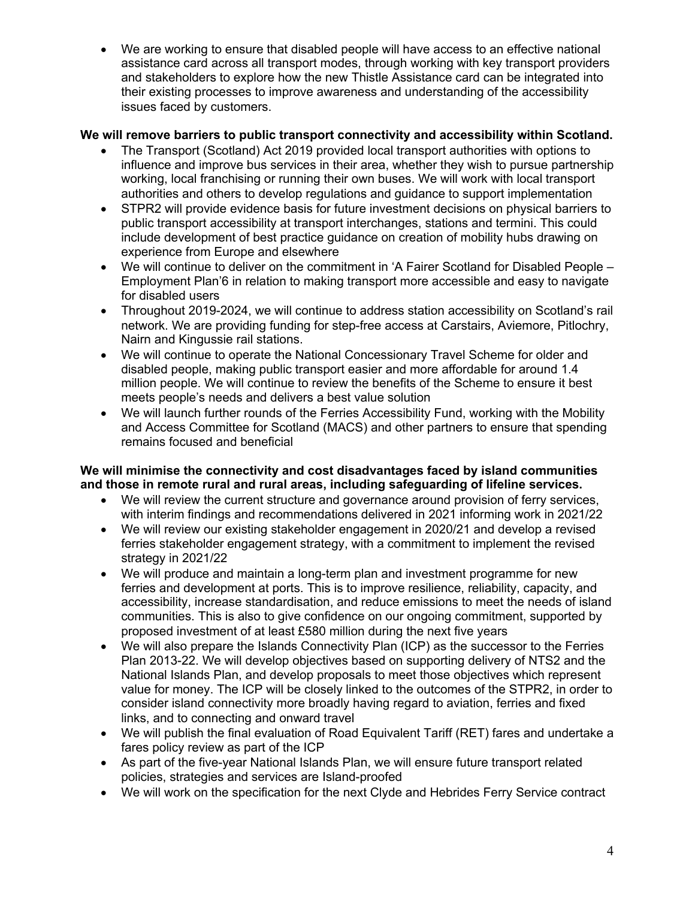- We are working to ensure that disabled people will have access to an effective national assistance card across all transport modes, through working with key transport providers and stakeholders to explore how the new Thistle Assistance card can be integrated into their existing processes to improve awareness and understanding of the accessibility issues faced by customers.

**We will remove barriers to public transport connectivity and accessibility within Scotland.**

- The Transport (Scotland) Act 2019 provided local transport authorities with options to influence and improve bus services in their area, whether they wish to pursue partnership working, local franchising or running their own buses. We will work with local transport authorities and others to develop regulations and guidance to support implementation
- STPR2 will provide evidence basis for future investment decisions on physical barriers to public transport accessibility at transport interchanges, stations and termini. This could include development of best practice guidance on creation of mobility hubs drawing on experience from Europe and elsewhere
- We will continue to deliver on the commitment in 'A Fairer Scotland for Disabled People – Employment Plan'6 in relation to making transport more accessible and easy to navigate for disabled users
- Throughout 2019-2024, we will continue to address station accessibility on Scotland's rail network. We are providing funding for step-free access at Carstairs, Aviemore, Pitlochry, Nairn and Kingussie rail stations.
- We will continue to operate the National Concessionary Travel Scheme for older and disabled people, making public transport easier and more affordable for around 1.4 million people. We will continue to review the benefits of the Scheme to ensure it best meets people's needs and delivers a best value solution
- We will launch further rounds of the Ferries Accessibility Fund, working with the Mobility and Access Committee for Scotland (MACS) and other partners to ensure that spending remains focused and beneficial

**We will minimise the connectivity and cost disadvantages faced by island communities and those in remote rural and rural areas, including safeguarding of lifeline services.**

- We will review the current structure and governance around provision of ferry services, with interim findings and recommendations delivered in 2021 informing work in 2021/22
- We will review our existing stakeholder engagement in 2020/21 and develop a revised ferries stakeholder engagement strategy, with a commitment to implement the revised strategy in 2021/22
- We will produce and maintain a long-term plan and investment programme for new ferries and development at ports. This is to improve resilience, reliability, capacity, and accessibility, increase standardisation, and reduce emissions to meet the needs of island communities. This is also to give confidence on our ongoing commitment, supported by proposed investment of at least £580 million during the next five years
- We will also prepare the Islands Connectivity Plan (ICP) as the successor to the Ferries Plan 2013-22. We will develop objectives based on supporting delivery of NTS2 and the National Islands Plan, and develop proposals to meet those objectives which represent value for money. The ICP will be closely linked to the outcomes of the STPR2, in order to consider island connectivity more broadly having regard to aviation, ferries and fixed links, and to connecting and onward travel
- We will publish the final evaluation of Road Equivalent Tariff (RET) fares and undertake a fares policy review as part of the ICP
- As part of the five-year National Islands Plan, we will ensure future transport related policies, strategies and services are Island-proofed
- We will work on the specification for the next Clyde and Hebrides Ferry Service contract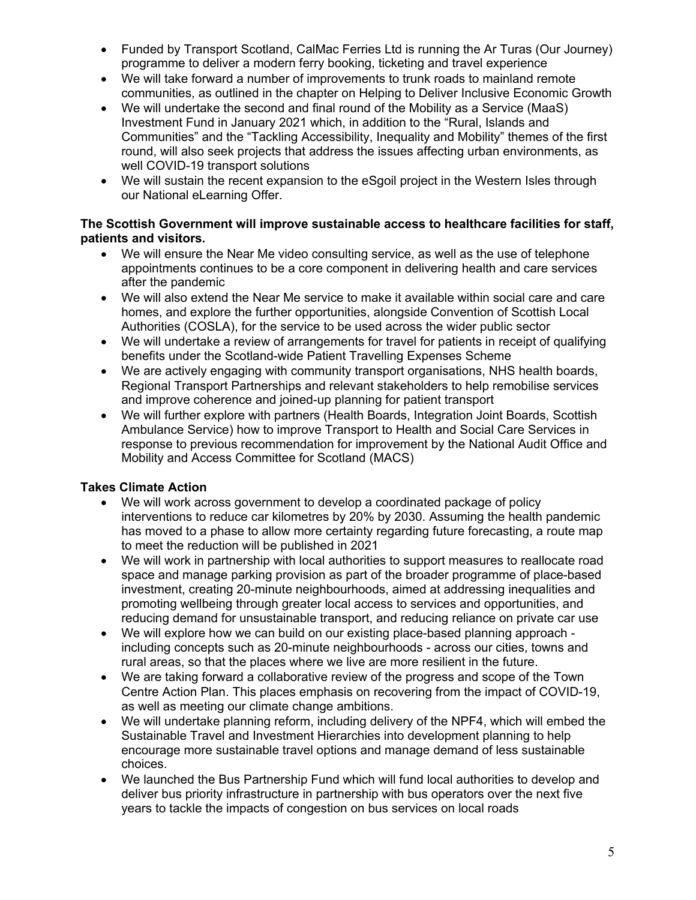- Funded by Transport Scotland, CalMac Ferries Ltd is running the Ar Turas (Our Journey) programme to deliver a modern ferry booking, ticketing and travel experience
- We will take forward a number of improvements to trunk roads to mainland remote communities, as outlined in the chapter on Helping to Deliver Inclusive Economic Growth
- We will undertake the second and final round of the Mobility as a Service (MaaS) Investment Fund in January 2021 which, in addition to the "Rural, Islands and Communities" and the "Tackling Accessibility, Inequality and Mobility" themes of the first round, will also seek projects that address the issues affecting urban environments, as well COVID-19 transport solutions
- We will sustain the recent expansion to the eSgoil project in the Western Isles through our National eLearning Offer.

**The Scottish Government will improve sustainable access to healthcare facilities for staff, patients and visitors.**

- We will ensure the Near Me video consulting service, as well as the use of telephone appointments continues to be a core component in delivering health and care services after the pandemic
- We will also extend the Near Me service to make it available within social care and care homes, and explore the further opportunities, alongside Convention of Scottish Local Authorities (COSLA), for the service to be used across the wider public sector
- We will undertake a review of arrangements for travel for patients in receipt of qualifying benefits under the Scotland-wide Patient Travelling Expenses Scheme
- We are actively engaging with community transport organisations, NHS health boards, Regional Transport Partnerships and relevant stakeholders to help remobilise services and improve coherence and joined-up planning for patient transport
- We will further explore with partners (Health Boards, Integration Joint Boards, Scottish Ambulance Service) how to improve Transport to Health and Social Care Services in response to previous recommendation for improvement by the National Audit Office and Mobility and Access Committee for Scotland (MACS)

**Takes Climate Action**

- We will work across government to develop a coordinated package of policy interventions to reduce car kilometres by 20% by 2030. Assuming the health pandemic has moved to a phase to allow more certainty regarding future forecasting, a route map to meet the reduction will be published in 2021
- We will work in partnership with local authorities to support measures to reallocate road space and manage parking provision as part of the broader programme of place-based investment, creating 20-minute neighbourhoods, aimed at addressing inequalities and promoting wellbeing through greater local access to services and opportunities, and reducing demand for unsustainable transport, and reducing reliance on private car use
- We will explore how we can build on our existing place-based planning approach - including concepts such as 20-minute neighbourhoods - across our cities, towns and rural areas, so that the places where we live are more resilient in the future.
- We are taking forward a collaborative review of the progress and scope of the Town Centre Action Plan. This places emphasis on recovering from the impact of COVID-19, as well as meeting our climate change ambitions.
- We will undertake planning reform, including delivery of the NPF4, which will embed the Sustainable Travel and Investment Hierarchies into development planning to help encourage more sustainable travel options and manage demand of less sustainable choices.
- We launched the Bus Partnership Fund which will fund local authorities to develop and deliver bus priority infrastructure in partnership with bus operators over the next five years to tackle the impacts of congestion on bus services on local roads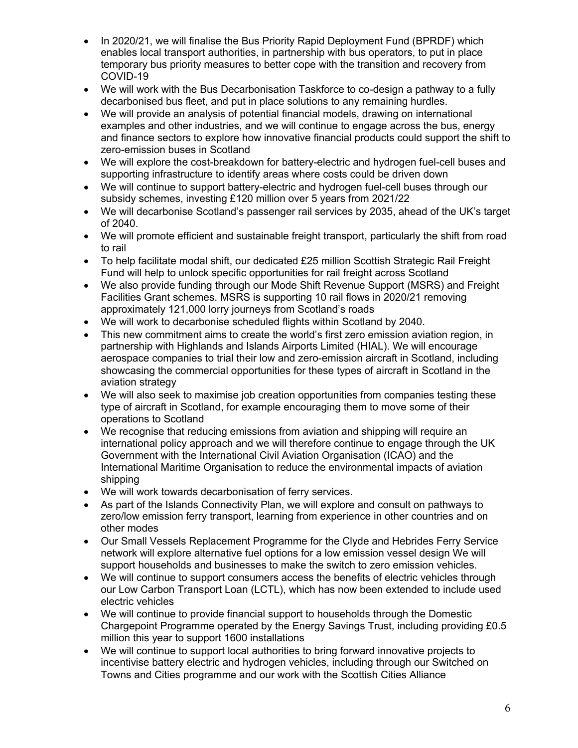- In 2020/21, we will finalise the Bus Priority Rapid Deployment Fund (BPRDF) which enables local transport authorities, in partnership with bus operators, to put in place temporary bus priority measures to better cope with the transition and recovery from COVID-19
- We will work with the Bus Decarbonisation Taskforce to co-design a pathway to a fully decarbonised bus fleet, and put in place solutions to any remaining hurdles.
- We will provide an analysis of potential financial models, drawing on international examples and other industries, and we will continue to engage across the bus, energy and finance sectors to explore how innovative financial products could support the shift to zero-emission buses in Scotland
- We will explore the cost-breakdown for battery-electric and hydrogen fuel-cell buses and supporting infrastructure to identify areas where costs could be driven down
- We will continue to support battery-electric and hydrogen fuel-cell buses through our subsidy schemes, investing £120 million over 5 years from 2021/22
- We will decarbonise Scotland's passenger rail services by 2035, ahead of the UK's target of 2040.
- We will promote efficient and sustainable freight transport, particularly the shift from road to rail
- To help facilitate modal shift, our dedicated £25 million Scottish Strategic Rail Freight Fund will help to unlock specific opportunities for rail freight across Scotland
- We also provide funding through our Mode Shift Revenue Support (MSRS) and Freight Facilities Grant schemes. MSRS is supporting 10 rail flows in 2020/21 removing approximately 121,000 lorry journeys from Scotland's roads
- We will work to decarbonise scheduled flights within Scotland by 2040.
- This new commitment aims to create the world's first zero emission aviation region, in partnership with Highlands and Islands Airports Limited (HIAL). We will encourage aerospace companies to trial their low and zero-emission aircraft in Scotland, including showcasing the commercial opportunities for these types of aircraft in Scotland in the aviation strategy
- We will also seek to maximise job creation opportunities from companies testing these type of aircraft in Scotland, for example encouraging them to move some of their operations to Scotland
- We recognise that reducing emissions from aviation and shipping will require an international policy approach and we will therefore continue to engage through the UK Government with the International Civil Aviation Organisation (ICAO) and the International Maritime Organisation to reduce the environmental impacts of aviation shipping
- We will work towards decarbonisation of ferry services.
- As part of the Islands Connectivity Plan, we will explore and consult on pathways to zero/low emission ferry transport, learning from experience in other countries and on other modes
- Our Small Vessels Replacement Programme for the Clyde and Hebrides Ferry Service network will explore alternative fuel options for a low emission vessel design We will support households and businesses to make the switch to zero emission vehicles.
- We will continue to support consumers access the benefits of electric vehicles through our Low Carbon Transport Loan (LCTL), which has now been extended to include used electric vehicles
- We will continue to provide financial support to households through the Domestic Chargepoint Programme operated by the Energy Savings Trust, including providing £0.5 million this year to support 1600 installations
- We will continue to support local authorities to bring forward innovative projects to incentivise battery electric and hydrogen vehicles, including through our Switched on Towns and Cities programme and our work with the Scottish Cities Alliance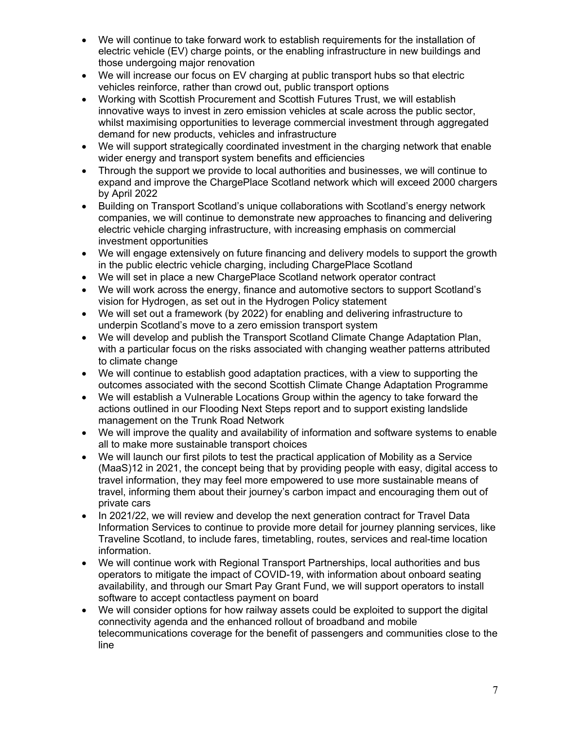- We will continue to take forward work to establish requirements for the installation of electric vehicle (EV) charge points, or the enabling infrastructure in new buildings and those undergoing major renovation
- We will increase our focus on EV charging at public transport hubs so that electric vehicles reinforce, rather than crowd out, public transport options
- Working with Scottish Procurement and Scottish Futures Trust, we will establish innovative ways to invest in zero emission vehicles at scale across the public sector, whilst maximising opportunities to leverage commercial investment through aggregated demand for new products, vehicles and infrastructure
- We will support strategically coordinated investment in the charging network that enable wider energy and transport system benefits and efficiencies
- Through the support we provide to local authorities and businesses, we will continue to expand and improve the ChargePlace Scotland network which will exceed 2000 chargers by April 2022
- Building on Transport Scotland's unique collaborations with Scotland's energy network companies, we will continue to demonstrate new approaches to financing and delivering electric vehicle charging infrastructure, with increasing emphasis on commercial investment opportunities
- We will engage extensively on future financing and delivery models to support the growth in the public electric vehicle charging, including ChargePlace Scotland
- We will set in place a new ChargePlace Scotland network operator contract
- We will work across the energy, finance and automotive sectors to support Scotland's vision for Hydrogen, as set out in the Hydrogen Policy statement
- We will set out a framework (by 2022) for enabling and delivering infrastructure to underpin Scotland's move to a zero emission transport system
- We will develop and publish the Transport Scotland Climate Change Adaptation Plan, with a particular focus on the risks associated with changing weather patterns attributed to climate change
- We will continue to establish good adaptation practices, with a view to supporting the outcomes associated with the second Scottish Climate Change Adaptation Programme
- We will establish a Vulnerable Locations Group within the agency to take forward the actions outlined in our Flooding Next Steps report and to support existing landslide management on the Trunk Road Network
- We will improve the quality and availability of information and software systems to enable all to make more sustainable transport choices
- We will launch our first pilots to test the practical application of Mobility as a Service (MaaS)12 in 2021, the concept being that by providing people with easy, digital access to travel information, they may feel more empowered to use more sustainable means of travel, informing them about their journey's carbon impact and encouraging them out of private cars
- In 2021/22, we will review and develop the next generation contract for Travel Data Information Services to continue to provide more detail for journey planning services, like Traveline Scotland, to include fares, timetabling, routes, services and real-time location information.
- We will continue work with Regional Transport Partnerships, local authorities and bus operators to mitigate the impact of COVID-19, with information about onboard seating availability, and through our Smart Pay Grant Fund, we will support operators to install software to accept contactless payment on board
- We will consider options for how railway assets could be exploited to support the digital connectivity agenda and the enhanced rollout of broadband and mobile telecommunications coverage for the benefit of passengers and communities close to the line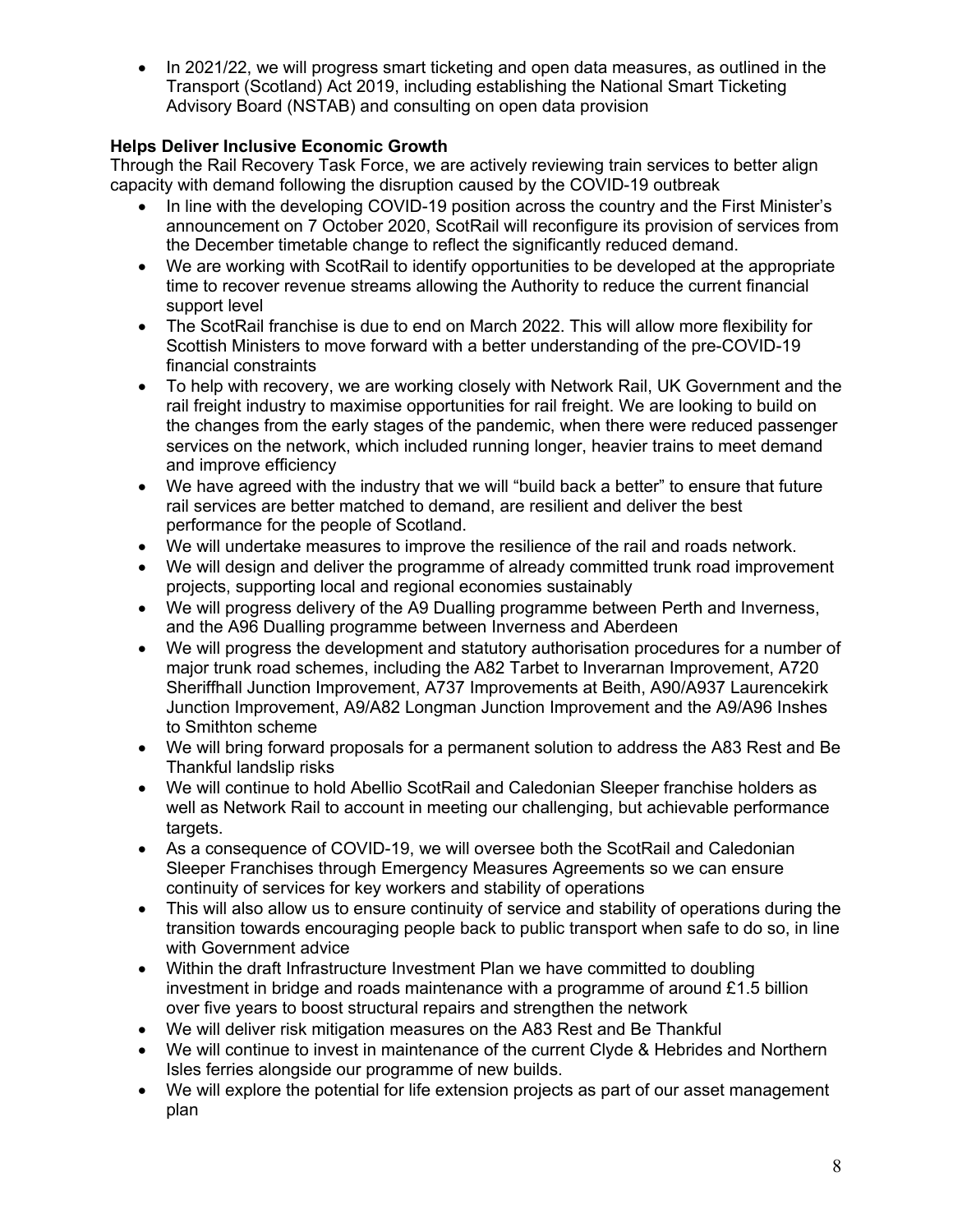- In 2021/22, we will progress smart ticketing and open data measures, as outlined in the Transport (Scotland) Act 2019, including establishing the National Smart Ticketing Advisory Board (NSTAB) and consulting on open data provision

**Helps Deliver Inclusive Economic Growth**

Through the Rail Recovery Task Force, we are actively reviewing train services to better align capacity with demand following the disruption caused by the COVID-19 outbreak

- In line with the developing COVID-19 position across the country and the First Minister's announcement on 7 October 2020, ScotRail will reconfigure its provision of services from the December timetable change to reflect the significantly reduced demand.
- We are working with ScotRail to identify opportunities to be developed at the appropriate time to recover revenue streams allowing the Authority to reduce the current financial support level
- The ScotRail franchise is due to end on March 2022. This will allow more flexibility for Scottish Ministers to move forward with a better understanding of the pre-COVID-19 financial constraints
- To help with recovery, we are working closely with Network Rail, UK Government and the rail freight industry to maximise opportunities for rail freight. We are looking to build on the changes from the early stages of the pandemic, when there were reduced passenger services on the network, which included running longer, heavier trains to meet demand and improve efficiency
- We have agreed with the industry that we will "build back a better" to ensure that future rail services are better matched to demand, are resilient and deliver the best performance for the people of Scotland.
- We will undertake measures to improve the resilience of the rail and roads network.
- We will design and deliver the programme of already committed trunk road improvement projects, supporting local and regional economies sustainably
- We will progress delivery of the A9 Dualling programme between Perth and Inverness, and the A96 Dualling programme between Inverness and Aberdeen
- We will progress the development and statutory authorisation procedures for a number of major trunk road schemes, including the A82 Tarbet to Inverarnan Improvement, A720 Sheriffhall Junction Improvement, A737 Improvements at Beith, A90/A937 Laurencekirk Junction Improvement, A9/A82 Longman Junction Improvement and the A9/A96 Inshes to Smithton scheme
- We will bring forward proposals for a permanent solution to address the A83 Rest and Be Thankful landslip risks
- We will continue to hold Abellio ScotRail and Caledonian Sleeper franchise holders as well as Network Rail to account in meeting our challenging, but achievable performance targets.
- As a consequence of COVID-19, we will oversee both the ScotRail and Caledonian Sleeper Franchises through Emergency Measures Agreements so we can ensure continuity of services for key workers and stability of operations
- This will also allow us to ensure continuity of service and stability of operations during the transition towards encouraging people back to public transport when safe to do so, in line with Government advice
- Within the draft Infrastructure Investment Plan we have committed to doubling investment in bridge and roads maintenance with a programme of around £1.5 billion over five years to boost structural repairs and strengthen the network
- We will deliver risk mitigation measures on the A83 Rest and Be Thankful
- We will continue to invest in maintenance of the current Clyde & Hebrides and Northern Isles ferries alongside our programme of new builds.
- We will explore the potential for life extension projects as part of our asset management plan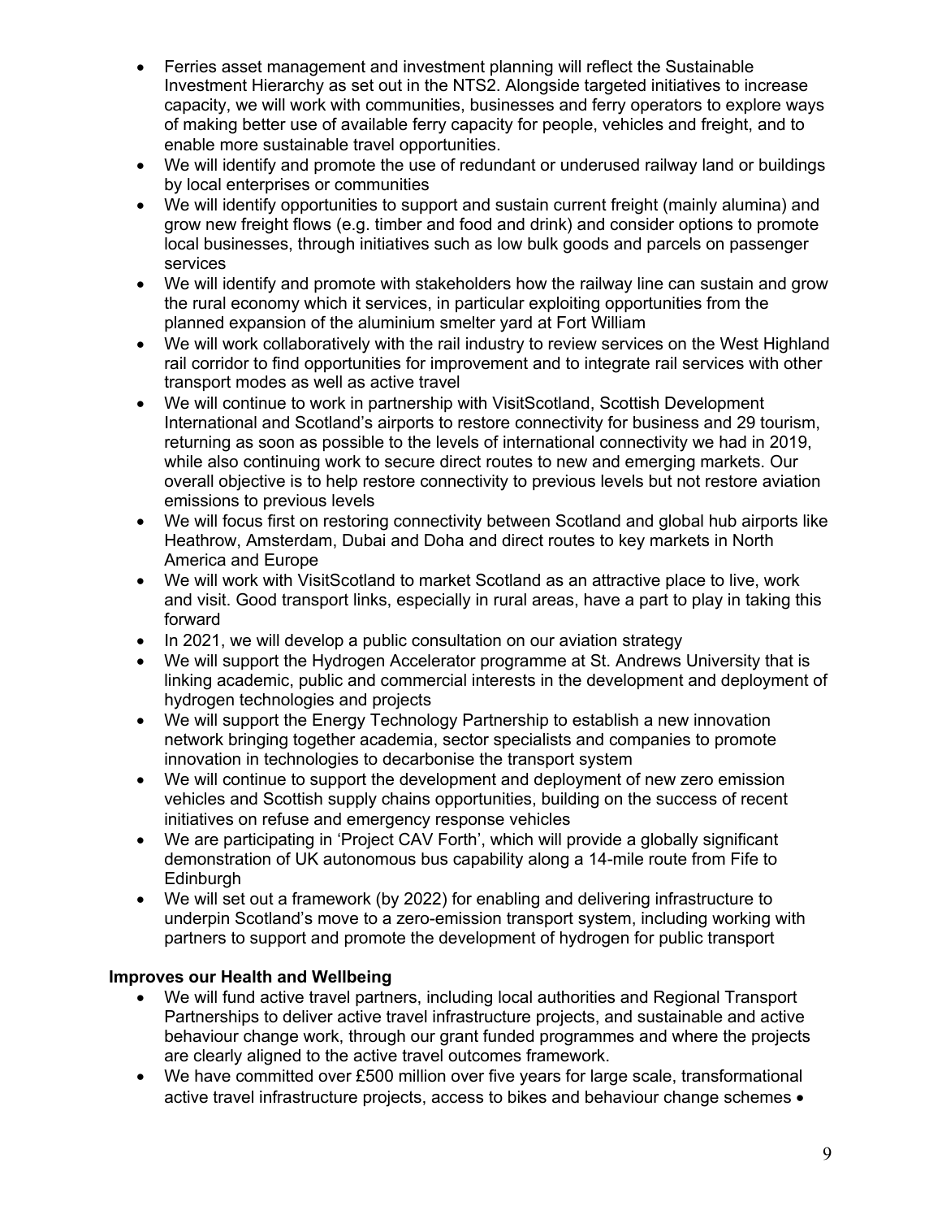- Ferries asset management and investment planning will reflect the Sustainable Investment Hierarchy as set out in the NTS2. Alongside targeted initiatives to increase capacity, we will work with communities, businesses and ferry operators to explore ways of making better use of available ferry capacity for people, vehicles and freight, and to enable more sustainable travel opportunities.
- We will identify and promote the use of redundant or underused railway land or buildings by local enterprises or communities
- We will identify opportunities to support and sustain current freight (mainly alumina) and grow new freight flows (e.g. timber and food and drink) and consider options to promote local businesses, through initiatives such as low bulk goods and parcels on passenger services
- We will identify and promote with stakeholders how the railway line can sustain and grow the rural economy which it services, in particular exploiting opportunities from the planned expansion of the aluminium smelter yard at Fort William
- We will work collaboratively with the rail industry to review services on the West Highland rail corridor to find opportunities for improvement and to integrate rail services with other transport modes as well as active travel
- We will continue to work in partnership with VisitScotland, Scottish Development International and Scotland's airports to restore connectivity for business and 29 tourism, returning as soon as possible to the levels of international connectivity we had in 2019, while also continuing work to secure direct routes to new and emerging markets. Our overall objective is to help restore connectivity to previous levels but not restore aviation emissions to previous levels
- We will focus first on restoring connectivity between Scotland and global hub airports like Heathrow, Amsterdam, Dubai and Doha and direct routes to key markets in North America and Europe
- We will work with VisitScotland to market Scotland as an attractive place to live, work and visit. Good transport links, especially in rural areas, have a part to play in taking this forward
- In 2021, we will develop a public consultation on our aviation strategy
- We will support the Hydrogen Accelerator programme at St. Andrews University that is linking academic, public and commercial interests in the development and deployment of hydrogen technologies and projects
- We will support the Energy Technology Partnership to establish a new innovation network bringing together academia, sector specialists and companies to promote innovation in technologies to decarbonise the transport system
- We will continue to support the development and deployment of new zero emission vehicles and Scottish supply chains opportunities, building on the success of recent initiatives on refuse and emergency response vehicles
- We are participating in 'Project CAV Forth', which will provide a globally significant demonstration of UK autonomous bus capability along a 14-mile route from Fife to Edinburgh
- We will set out a framework (by 2022) for enabling and delivering infrastructure to underpin Scotland's move to a zero-emission transport system, including working with partners to support and promote the development of hydrogen for public transport

**Improves our Health and Wellbeing**

- We will fund active travel partners, including local authorities and Regional Transport Partnerships to deliver active travel infrastructure projects, and sustainable and active behaviour change work, through our grant funded programmes and where the projects are clearly aligned to the active travel outcomes framework.
- We have committed over £500 million over five years for large scale, transformational active travel infrastructure projects, access to bikes and behaviour change schemes •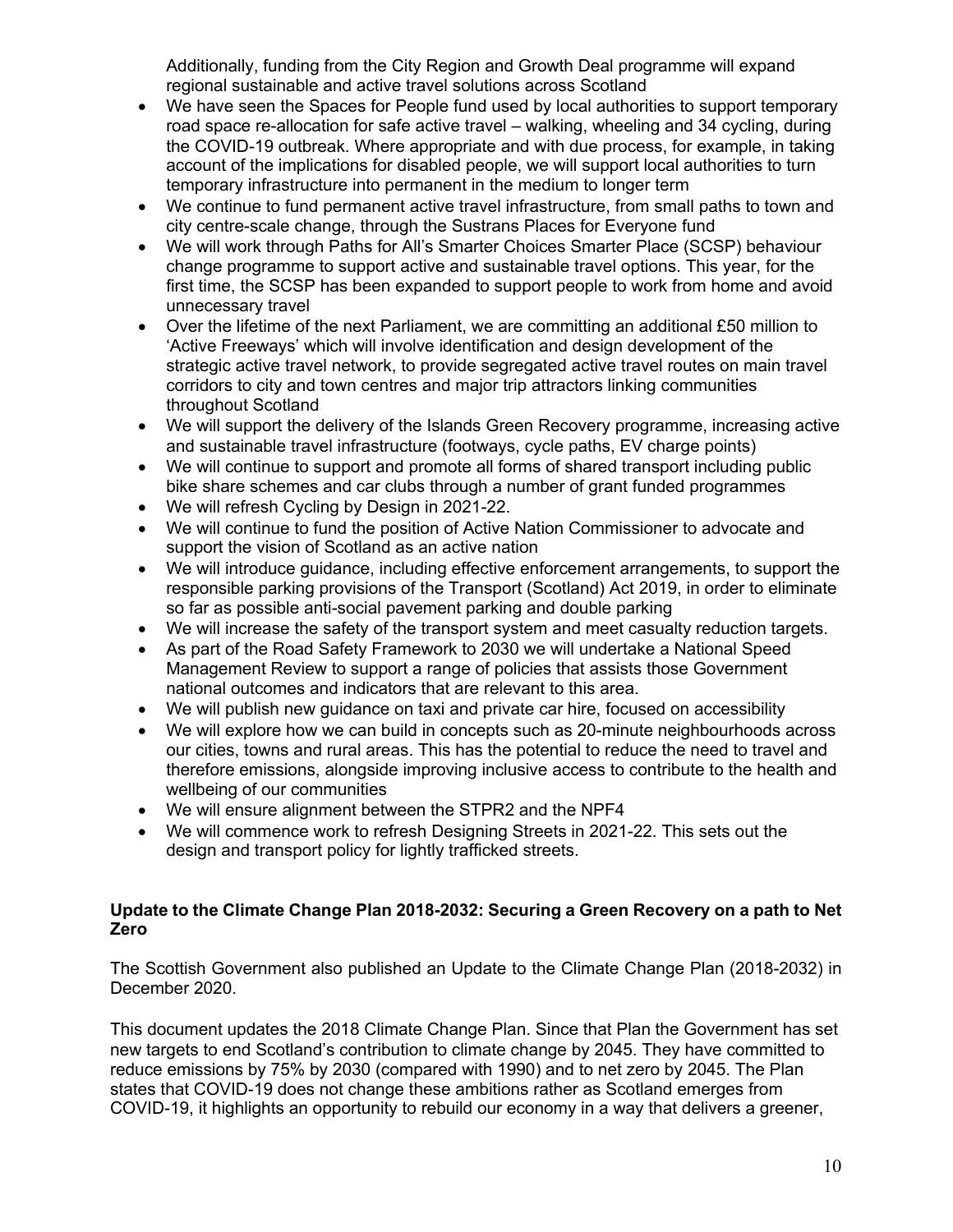Additionally, funding from the City Region and Growth Deal programme will expand regional sustainable and active travel solutions across Scotland

- We have seen the Spaces for People fund used by local authorities to support temporary road space re-allocation for safe active travel – walking, wheeling and 34 cycling, during the COVID-19 outbreak. Where appropriate and with due process, for example, in taking account of the implications for disabled people, we will support local authorities to turn temporary infrastructure into permanent in the medium to longer term
- We continue to fund permanent active travel infrastructure, from small paths to town and city centre-scale change, through the Sustrans Places for Everyone fund
- We will work through Paths for All's Smarter Choices Smarter Place (SCSP) behaviour change programme to support active and sustainable travel options. This year, for the first time, the SCSP has been expanded to support people to work from home and avoid unnecessary travel
- Over the lifetime of the next Parliament, we are committing an additional £50 million to 'Active Freeways' which will involve identification and design development of the strategic active travel network, to provide segregated active travel routes on main travel corridors to city and town centres and major trip attractors linking communities throughout Scotland
- We will support the delivery of the Islands Green Recovery programme, increasing active and sustainable travel infrastructure (footways, cycle paths, EV charge points)
- We will continue to support and promote all forms of shared transport including public bike share schemes and car clubs through a number of grant funded programmes
- We will refresh Cycling by Design in 2021-22.
- We will continue to fund the position of Active Nation Commissioner to advocate and support the vision of Scotland as an active nation
- We will introduce guidance, including effective enforcement arrangements, to support the responsible parking provisions of the Transport (Scotland) Act 2019, in order to eliminate so far as possible anti-social pavement parking and double parking
- We will increase the safety of the transport system and meet casualty reduction targets.
- As part of the Road Safety Framework to 2030 we will undertake a National Speed Management Review to support a range of policies that assists those Government national outcomes and indicators that are relevant to this area.
- We will publish new guidance on taxi and private car hire, focused on accessibility
- We will explore how we can build in concepts such as 20-minute neighbourhoods across our cities, towns and rural areas. This has the potential to reduce the need to travel and therefore emissions, alongside improving inclusive access to contribute to the health and wellbeing of our communities
- We will ensure alignment between the STPR2 and the NPF4
- We will commence work to refresh Designing Streets in 2021-22. This sets out the design and transport policy for lightly trafficked streets.

**Update to the Climate Change Plan 2018-2032: Securing a Green Recovery on a path to Net Zero**

The Scottish Government also published an Update to the Climate Change Plan (2018-2032) in December 2020.

This document updates the 2018 Climate Change Plan. Since that Plan the Government has set new targets to end Scotland's contribution to climate change by 2045. They have committed to reduce emissions by 75% by 2030 (compared with 1990) and to net zero by 2045. The Plan states that COVID-19 does not change these ambitions rather as Scotland emerges from COVID-19, it highlights an opportunity to rebuild our economy in a way that delivers a greener,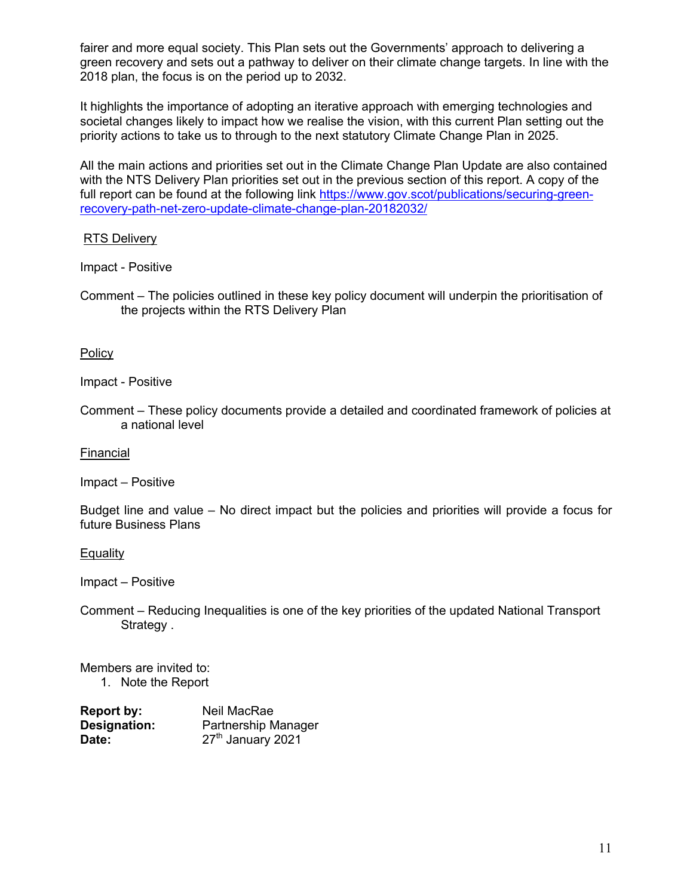fairer and more equal society. This Plan sets out the Governments' approach to delivering a green recovery and sets out a pathway to deliver on their climate change targets. In line with the 2018 plan, the focus is on the period up to 2032.

It highlights the importance of adopting an iterative approach with emerging technologies and societal changes likely to impact how we realise the vision, with this current Plan setting out the priority actions to take us to through to the next statutory Climate Change Plan in 2025.

All the main actions and priorities set out in the Climate Change Plan Update are also contained with the NTS Delivery Plan priorities set out in the previous section of this report. A copy of the full report can be found at the following link https://www.gov.scot/publications/securing-green-recovery-path-net-zero-update-climate-change-plan-20182032/

RTS Delivery

Impact - Positive

Comment – The policies outlined in these key policy document will underpin the prioritisation of the projects within the RTS Delivery Plan

Policy

Impact - Positive

Comment – These policy documents provide a detailed and coordinated framework of policies at a national level

Financial

Impact – Positive

Budget line and value – No direct impact but the policies and priorities will provide a focus for future Business Plans

Equality

Impact – Positive

Comment – Reducing Inequalities is one of the key priorities of the updated National Transport Strategy .

Members are invited to:

1. Note the Report

**Report by:** Neil MacRae
**Designation:** Partnership Manager
**Date:** 27th January 2021